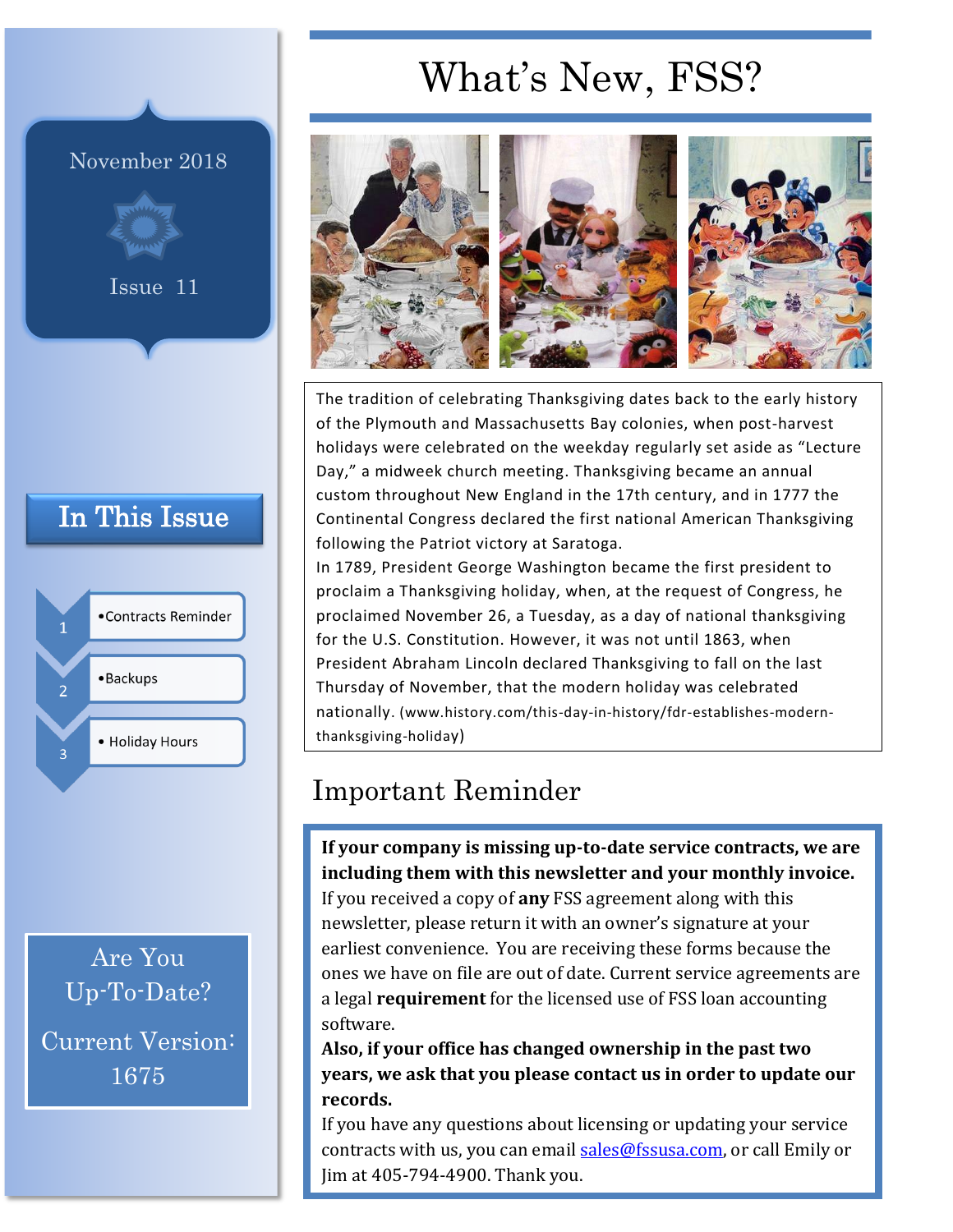# What's New, FSS?

November 2018

Issue 11

## In This Issue

1. Contracts Reminder
2. Backups
3. Holiday Hours

The tradition of celebrating Thanksgiving dates back to the early history of the Plymouth and Massachusetts Bay colonies, when post-harvest holidays were celebrated on the weekday regularly set aside as "Lecture Day," a midweek church meeting. Thanksgiving became an annual custom throughout New England in the 17th century, and in 1777 the Continental Congress declared the first national American Thanksgiving following the Patriot victory at Saratoga.

In 1789, President George Washington became the first president to proclaim a Thanksgiving holiday, when, at the request of Congress, he proclaimed November 26, a Tuesday, as a day of national thanksgiving for the U.S. Constitution. However, it was not until 1863, when President Abraham Lincoln declared Thanksgiving to fall on the last Thursday of November, that the modern holiday was celebrated nationally. (www.history.com/this-day-in-history/fdr-establishes-modern-thanksgiving-holiday)

## Important Reminder

**If your company is missing up-to-date service contracts, we are including them with this newsletter and your monthly invoice.** If you received a copy of **any** FSS agreement along with this newsletter, please return it with an owner's signature at your earliest convenience. You are receiving these forms because the ones we have on file are out of date. Current service agreements are a legal **requirement** for the licensed use of FSS loan accounting software.

**Also, if your office has changed ownership in the past two years, we ask that you please contact us in order to update our records.**

If you have any questions about licensing or updating your service contracts with us, you can email sales@fssusa.com, or call Emily or Jim at 405-794-4900. Thank you.

Are You Up-To-Date?

Current Version: 1675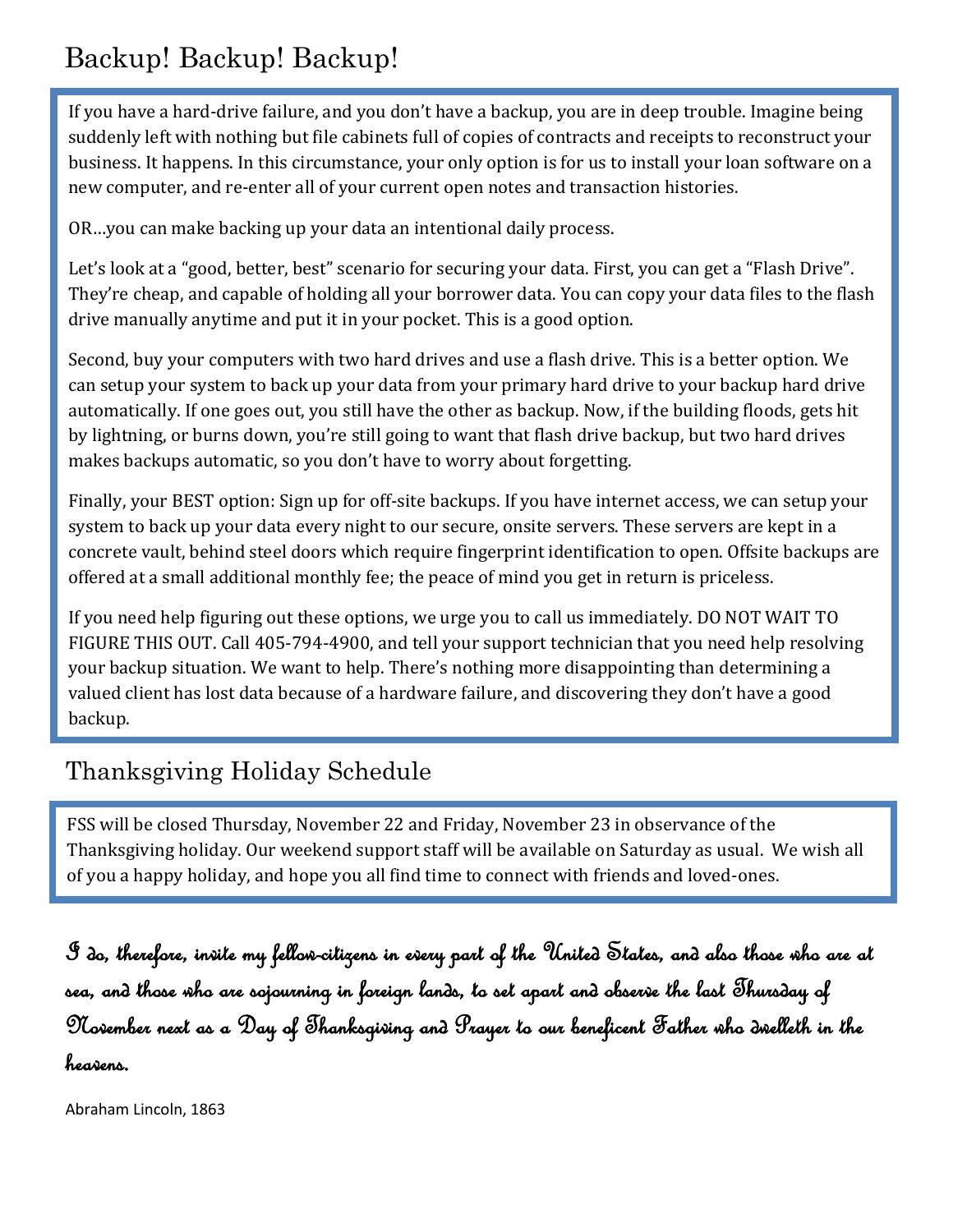## Backup! Backup! Backup!

If you have a hard-drive failure, and you don't have a backup, you are in deep trouble. Imagine being suddenly left with nothing but file cabinets full of copies of contracts and receipts to reconstruct your business. It happens. In this circumstance, your only option is for us to install your loan software on a new computer, and re-enter all of your current open notes and transaction histories.

OR…you can make backing up your data an intentional daily process.

Let's look at a "good, better, best" scenario for securing your data. First, you can get a "Flash Drive". They're cheap, and capable of holding all your borrower data. You can copy your data files to the flash drive manually anytime and put it in your pocket. This is a good option.

Second, buy your computers with two hard drives and use a flash drive. This is a better option. We can setup your system to back up your data from your primary hard drive to your backup hard drive automatically. If one goes out, you still have the other as backup. Now, if the building floods, gets hit by lightning, or burns down, you're still going to want that flash drive backup, but two hard drives makes backups automatic, so you don't have to worry about forgetting.

Finally, your BEST option: Sign up for off-site backups. If you have internet access, we can setup your system to back up your data every night to our secure, onsite servers. These servers are kept in a concrete vault, behind steel doors which require fingerprint identification to open. Offsite backups are offered at a small additional monthly fee; the peace of mind you get in return is priceless.

If you need help figuring out these options, we urge you to call us immediately. DO NOT WAIT TO FIGURE THIS OUT. Call 405-794-4900, and tell your support technician that you need help resolving your backup situation. We want to help. There's nothing more disappointing than determining a valued client has lost data because of a hardware failure, and discovering they don't have a good backup.

## Thanksgiving Holiday Schedule

FSS will be closed Thursday, November 22 and Friday, November 23 in observance of the Thanksgiving holiday. Our weekend support staff will be available on Saturday as usual. We wish all of you a happy holiday, and hope you all find time to connect with friends and loved-ones.

*I do, therefore, invite my fellow-citizens in every part of the United States, and also those who are at sea, and those who are sojourning in foreign lands, to set apart and observe the last Thursday of November next as a Day of Thanksgiving and Prayer to our beneficent Father who dwelleth in the heavens.*

Abraham Lincoln, 1863